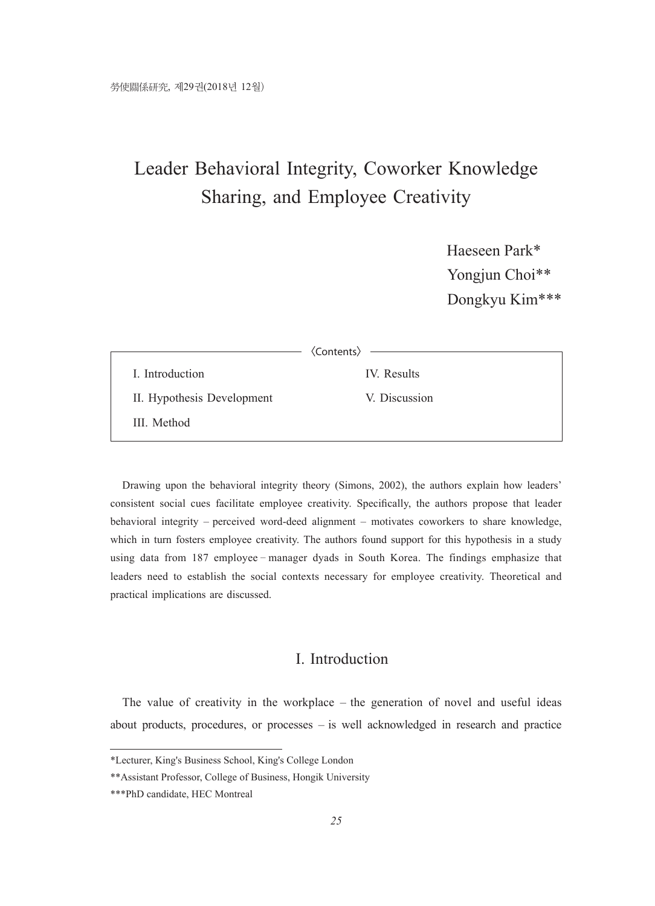# Leader Behavioral Integrity, Coworker Knowledge Sharing, and Employee Creativity

Haeseen Park*
Yongjun Choi**
Dongkyu Kim***

〈Contents〉

- I. Introduction
- II. Hypothesis Development
- III. Method
- IV. Results
- V. Discussion

Drawing upon the behavioral integrity theory (Simons, 2002), the authors explain how leaders' consistent social cues facilitate employee creativity. Specifically, the authors propose that leader behavioral integrity – perceived word-deed alignment – motivates coworkers to share knowledge, which in turn fosters employee creativity. The authors found support for this hypothesis in a study using data from 187 employee – manager dyads in South Korea. The findings emphasize that leaders need to establish the social contexts necessary for employee creativity. Theoretical and practical implications are discussed.

## I. Introduction

The value of creativity in the workplace – the generation of novel and useful ideas about products, procedures, or processes – is well acknowledged in research and practice

---

*Lecturer, King's Business School, King's College London

**Assistant Professor, College of Business, Hongik University

***PhD candidate, HEC Montreal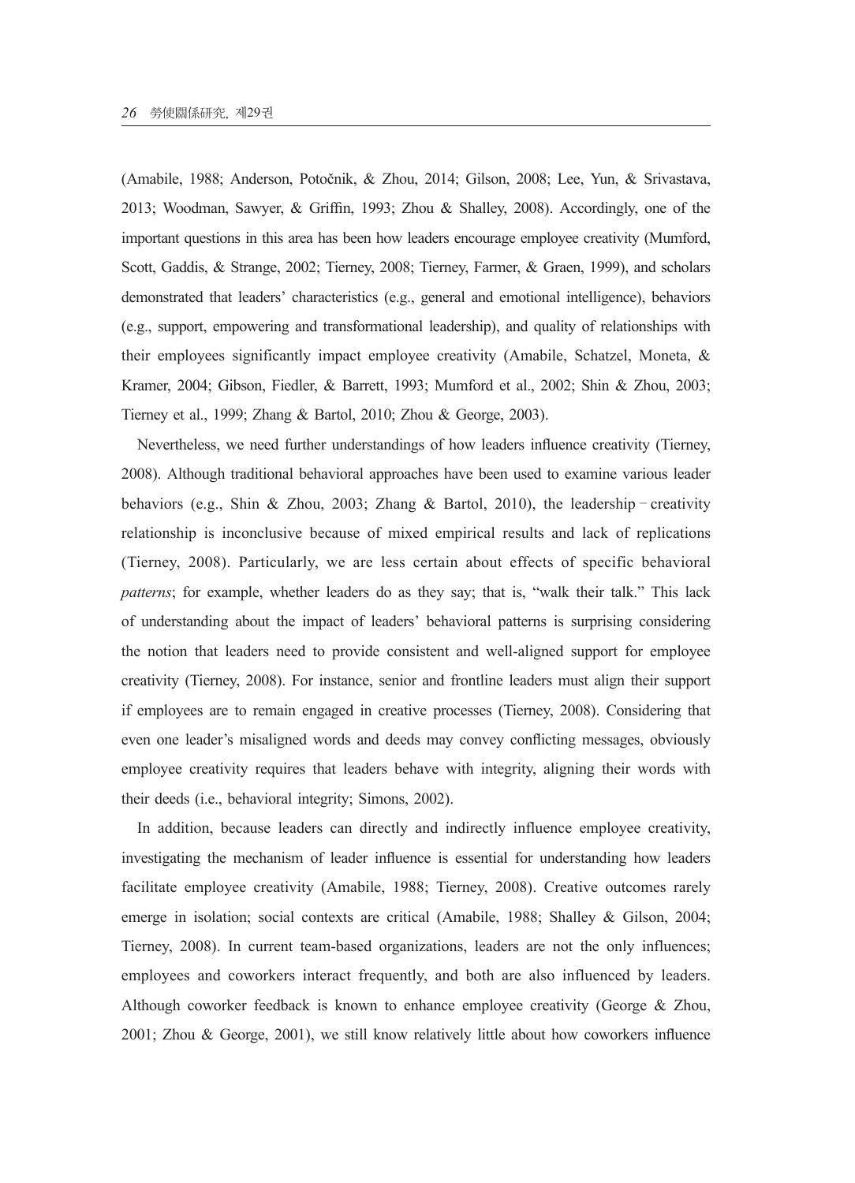(Amabile, 1988; Anderson, Potočnik, & Zhou, 2014; Gilson, 2008; Lee, Yun, & Srivastava, 2013; Woodman, Sawyer, & Griffin, 1993; Zhou & Shalley, 2008). Accordingly, one of the important questions in this area has been how leaders encourage employee creativity (Mumford, Scott, Gaddis, & Strange, 2002; Tierney, 2008; Tierney, Farmer, & Graen, 1999), and scholars demonstrated that leaders' characteristics (e.g., general and emotional intelligence), behaviors (e.g., support, empowering and transformational leadership), and quality of relationships with their employees significantly impact employee creativity (Amabile, Schatzel, Moneta, & Kramer, 2004; Gibson, Fiedler, & Barrett, 1993; Mumford et al., 2002; Shin & Zhou, 2003; Tierney et al., 1999; Zhang & Bartol, 2010; Zhou & George, 2003).

Nevertheless, we need further understandings of how leaders influence creativity (Tierney, 2008). Although traditional behavioral approaches have been used to examine various leader behaviors (e.g., Shin & Zhou, 2003; Zhang & Bartol, 2010), the leadership–creativity relationship is inconclusive because of mixed empirical results and lack of replications (Tierney, 2008). Particularly, we are less certain about effects of specific behavioral *patterns*; for example, whether leaders do as they say; that is, "walk their talk." This lack of understanding about the impact of leaders' behavioral patterns is surprising considering the notion that leaders need to provide consistent and well-aligned support for employee creativity (Tierney, 2008). For instance, senior and frontline leaders must align their support if employees are to remain engaged in creative processes (Tierney, 2008). Considering that even one leader's misaligned words and deeds may convey conflicting messages, obviously employee creativity requires that leaders behave with integrity, aligning their words with their deeds (i.e., behavioral integrity; Simons, 2002).

In addition, because leaders can directly and indirectly influence employee creativity, investigating the mechanism of leader influence is essential for understanding how leaders facilitate employee creativity (Amabile, 1988; Tierney, 2008). Creative outcomes rarely emerge in isolation; social contexts are critical (Amabile, 1988; Shalley & Gilson, 2004; Tierney, 2008). In current team-based organizations, leaders are not the only influences; employees and coworkers interact frequently, and both are also influenced by leaders. Although coworker feedback is known to enhance employee creativity (George & Zhou, 2001; Zhou & George, 2001), we still know relatively little about how coworkers influence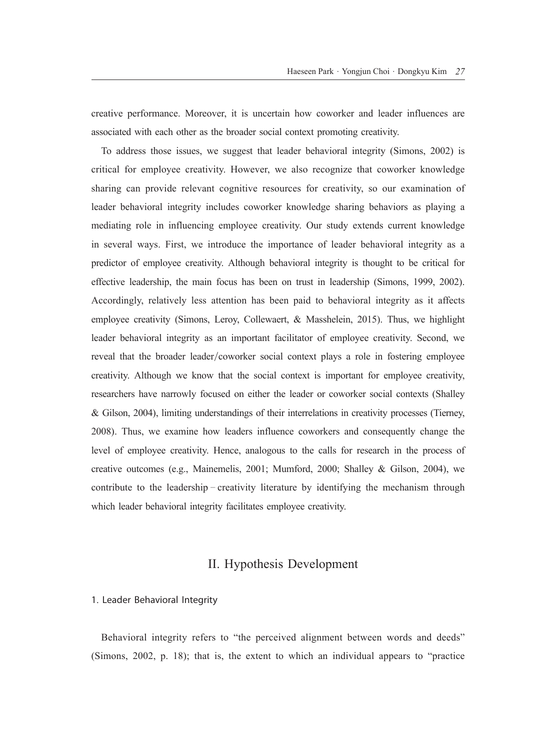creative performance. Moreover, it is uncertain how coworker and leader influences are associated with each other as the broader social context promoting creativity.

To address those issues, we suggest that leader behavioral integrity (Simons, 2002) is critical for employee creativity. However, we also recognize that coworker knowledge sharing can provide relevant cognitive resources for creativity, so our examination of leader behavioral integrity includes coworker knowledge sharing behaviors as playing a mediating role in influencing employee creativity. Our study extends current knowledge in several ways. First, we introduce the importance of leader behavioral integrity as a predictor of employee creativity. Although behavioral integrity is thought to be critical for effective leadership, the main focus has been on trust in leadership (Simons, 1999, 2002). Accordingly, relatively less attention has been paid to behavioral integrity as it affects employee creativity (Simons, Leroy, Collewaert, & Masshelein, 2015). Thus, we highlight leader behavioral integrity as an important facilitator of employee creativity. Second, we reveal that the broader leader/coworker social context plays a role in fostering employee creativity. Although we know that the social context is important for employee creativity, researchers have narrowly focused on either the leader or coworker social contexts (Shalley & Gilson, 2004), limiting understandings of their interrelations in creativity processes (Tierney, 2008). Thus, we examine how leaders influence coworkers and consequently change the level of employee creativity. Hence, analogous to the calls for research in the process of creative outcomes (e.g., Mainemelis, 2001; Mumford, 2000; Shalley & Gilson, 2004), we contribute to the leadership–creativity literature by identifying the mechanism through which leader behavioral integrity facilitates employee creativity.

## II. Hypothesis Development

### 1. Leader Behavioral Integrity

Behavioral integrity refers to "the perceived alignment between words and deeds" (Simons, 2002, p. 18); that is, the extent to which an individual appears to "practice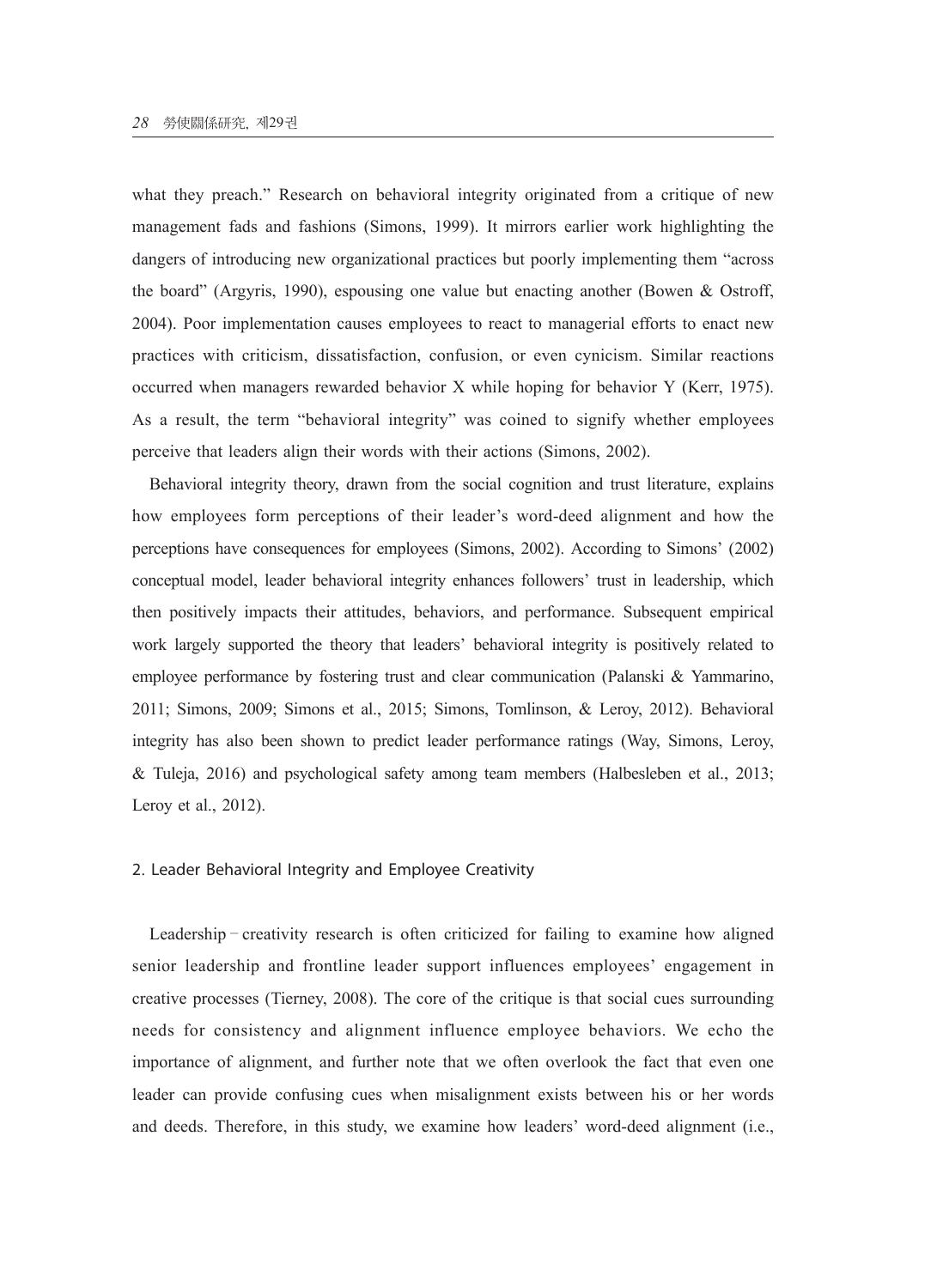what they preach." Research on behavioral integrity originated from a critique of new management fads and fashions (Simons, 1999). It mirrors earlier work highlighting the dangers of introducing new organizational practices but poorly implementing them "across the board" (Argyris, 1990), espousing one value but enacting another (Bowen & Ostroff, 2004). Poor implementation causes employees to react to managerial efforts to enact new practices with criticism, dissatisfaction, confusion, or even cynicism. Similar reactions occurred when managers rewarded behavior X while hoping for behavior Y (Kerr, 1975). As a result, the term "behavioral integrity" was coined to signify whether employees perceive that leaders align their words with their actions (Simons, 2002).

Behavioral integrity theory, drawn from the social cognition and trust literature, explains how employees form perceptions of their leader's word-deed alignment and how the perceptions have consequences for employees (Simons, 2002). According to Simons' (2002) conceptual model, leader behavioral integrity enhances followers' trust in leadership, which then positively impacts their attitudes, behaviors, and performance. Subsequent empirical work largely supported the theory that leaders' behavioral integrity is positively related to employee performance by fostering trust and clear communication (Palanski & Yammarino, 2011; Simons, 2009; Simons et al., 2015; Simons, Tomlinson, & Leroy, 2012). Behavioral integrity has also been shown to predict leader performance ratings (Way, Simons, Leroy, & Tuleja, 2016) and psychological safety among team members (Halbesleben et al., 2013; Leroy et al., 2012).

## 2. Leader Behavioral Integrity and Employee Creativity

Leadership–creativity research is often criticized for failing to examine how aligned senior leadership and frontline leader support influences employees' engagement in creative processes (Tierney, 2008). The core of the critique is that social cues surrounding needs for consistency and alignment influence employee behaviors. We echo the importance of alignment, and further note that we often overlook the fact that even one leader can provide confusing cues when misalignment exists between his or her words and deeds. Therefore, in this study, we examine how leaders' word-deed alignment (i.e.,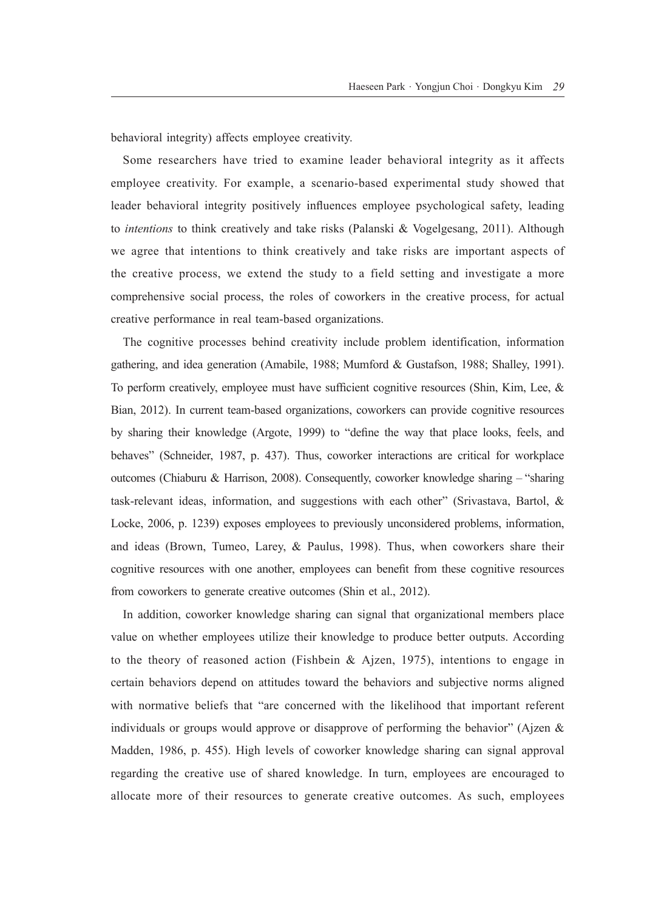behavioral integrity) affects employee creativity.

Some researchers have tried to examine leader behavioral integrity as it affects employee creativity. For example, a scenario-based experimental study showed that leader behavioral integrity positively influences employee psychological safety, leading to *intentions* to think creatively and take risks (Palanski & Vogelgesang, 2011). Although we agree that intentions to think creatively and take risks are important aspects of the creative process, we extend the study to a field setting and investigate a more comprehensive social process, the roles of coworkers in the creative process, for actual creative performance in real team-based organizations.

The cognitive processes behind creativity include problem identification, information gathering, and idea generation (Amabile, 1988; Mumford & Gustafson, 1988; Shalley, 1991). To perform creatively, employee must have sufficient cognitive resources (Shin, Kim, Lee, & Bian, 2012). In current team-based organizations, coworkers can provide cognitive resources by sharing their knowledge (Argote, 1999) to "define the way that place looks, feels, and behaves" (Schneider, 1987, p. 437). Thus, coworker interactions are critical for workplace outcomes (Chiaburu & Harrison, 2008). Consequently, coworker knowledge sharing – "sharing task-relevant ideas, information, and suggestions with each other" (Srivastava, Bartol, & Locke, 2006, p. 1239) exposes employees to previously unconsidered problems, information, and ideas (Brown, Tumeo, Larey, & Paulus, 1998). Thus, when coworkers share their cognitive resources with one another, employees can benefit from these cognitive resources from coworkers to generate creative outcomes (Shin et al., 2012).

In addition, coworker knowledge sharing can signal that organizational members place value on whether employees utilize their knowledge to produce better outputs. According to the theory of reasoned action (Fishbein & Ajzen, 1975), intentions to engage in certain behaviors depend on attitudes toward the behaviors and subjective norms aligned with normative beliefs that "are concerned with the likelihood that important referent individuals or groups would approve or disapprove of performing the behavior" (Ajzen & Madden, 1986, p. 455). High levels of coworker knowledge sharing can signal approval regarding the creative use of shared knowledge. In turn, employees are encouraged to allocate more of their resources to generate creative outcomes. As such, employees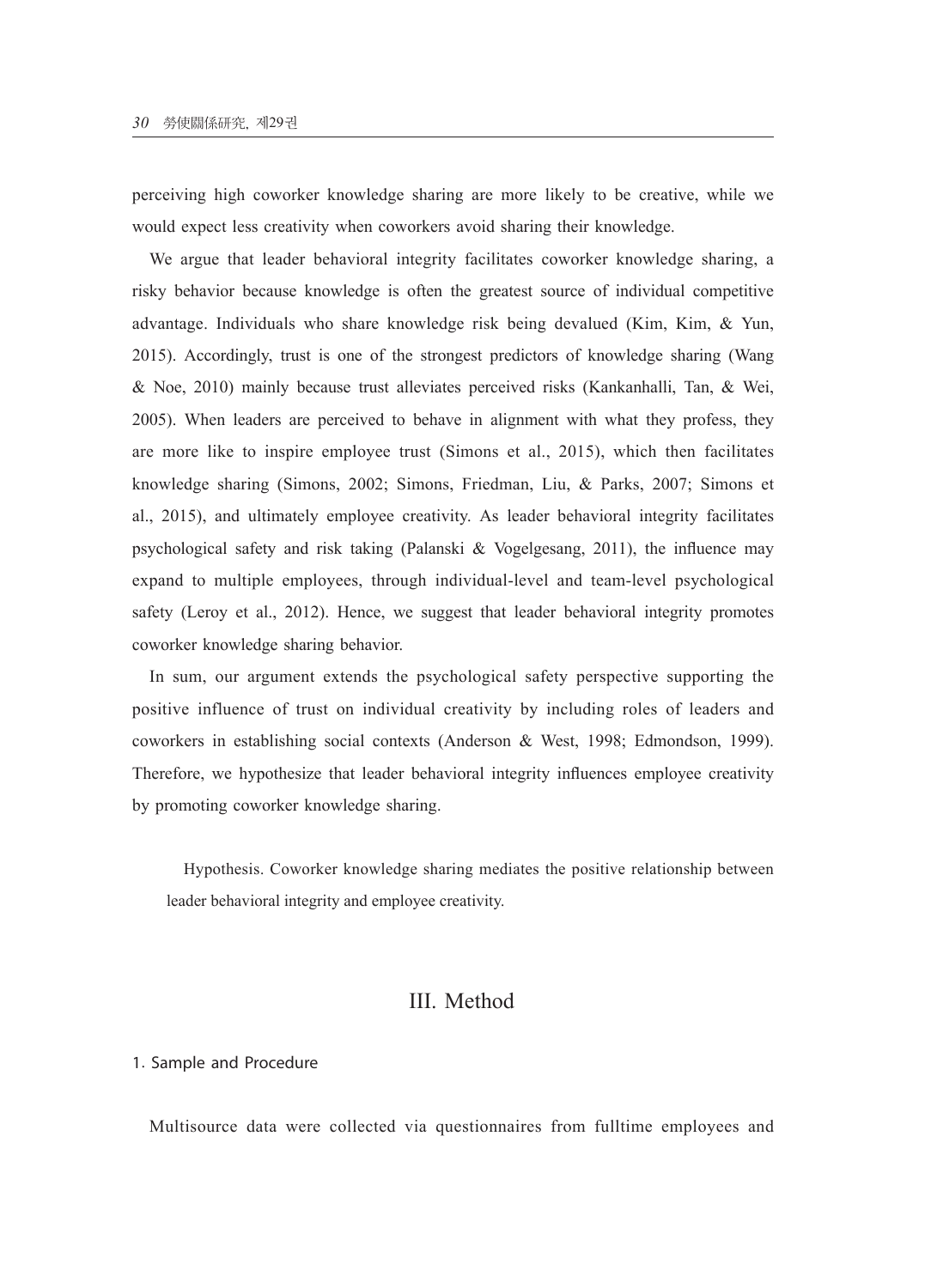perceiving high coworker knowledge sharing are more likely to be creative, while we would expect less creativity when coworkers avoid sharing their knowledge.

We argue that leader behavioral integrity facilitates coworker knowledge sharing, a risky behavior because knowledge is often the greatest source of individual competitive advantage. Individuals who share knowledge risk being devalued (Kim, Kim, & Yun, 2015). Accordingly, trust is one of the strongest predictors of knowledge sharing (Wang & Noe, 2010) mainly because trust alleviates perceived risks (Kankanhalli, Tan, & Wei, 2005). When leaders are perceived to behave in alignment with what they profess, they are more like to inspire employee trust (Simons et al., 2015), which then facilitates knowledge sharing (Simons, 2002; Simons, Friedman, Liu, & Parks, 2007; Simons et al., 2015), and ultimately employee creativity. As leader behavioral integrity facilitates psychological safety and risk taking (Palanski & Vogelgesang, 2011), the influence may expand to multiple employees, through individual-level and team-level psychological safety (Leroy et al., 2012). Hence, we suggest that leader behavioral integrity promotes coworker knowledge sharing behavior.

In sum, our argument extends the psychological safety perspective supporting the positive influence of trust on individual creativity by including roles of leaders and coworkers in establishing social contexts (Anderson & West, 1998; Edmondson, 1999). Therefore, we hypothesize that leader behavioral integrity influences employee creativity by promoting coworker knowledge sharing.

> Hypothesis. Coworker knowledge sharing mediates the positive relationship between leader behavioral integrity and employee creativity.

## III. Method

### 1. Sample and Procedure

Multisource data were collected via questionnaires from fulltime employees and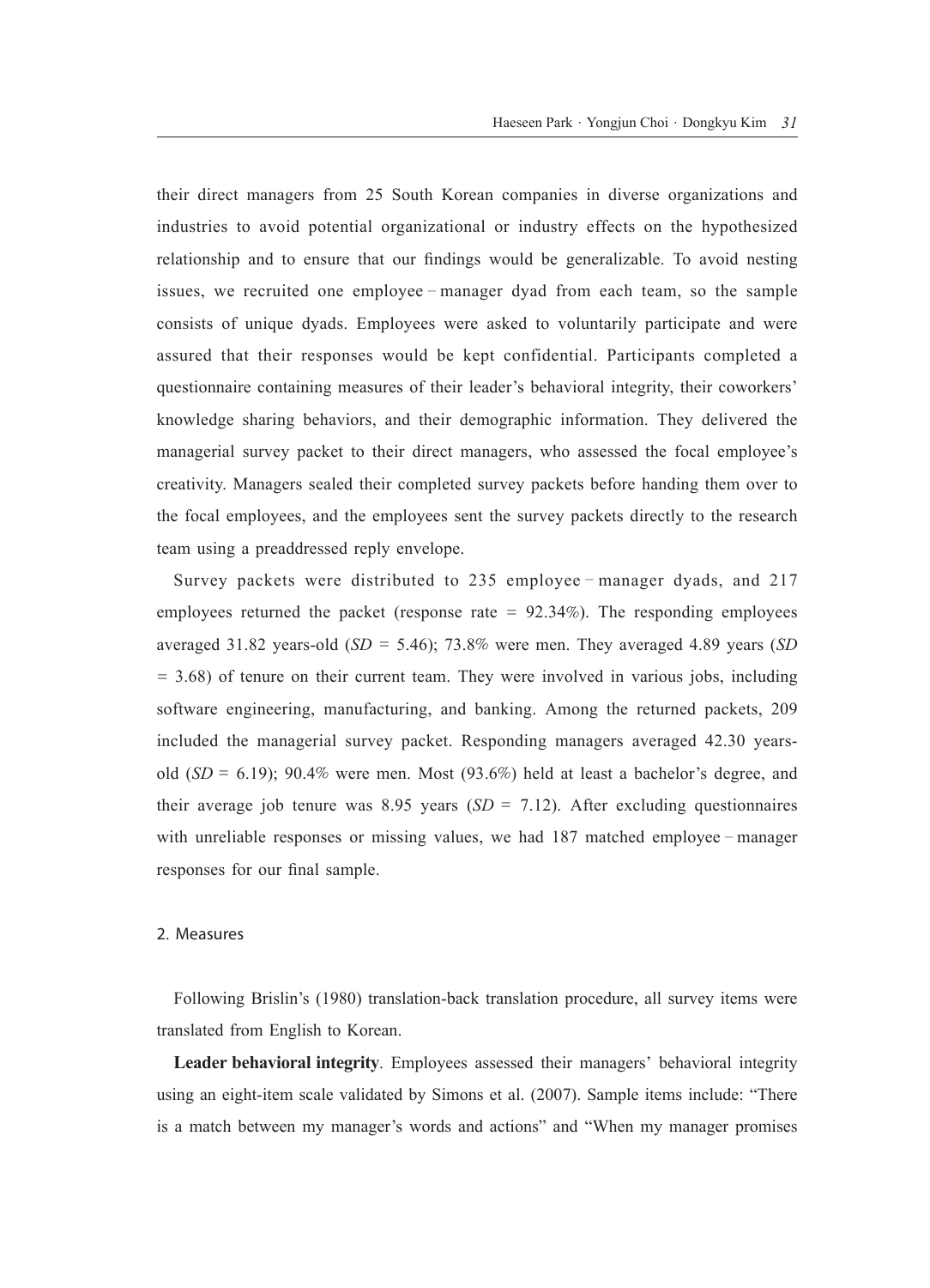their direct managers from 25 South Korean companies in diverse organizations and industries to avoid potential organizational or industry effects on the hypothesized relationship and to ensure that our findings would be generalizable. To avoid nesting issues, we recruited one employee – manager dyad from each team, so the sample consists of unique dyads. Employees were asked to voluntarily participate and were assured that their responses would be kept confidential. Participants completed a questionnaire containing measures of their leader's behavioral integrity, their coworkers' knowledge sharing behaviors, and their demographic information. They delivered the managerial survey packet to their direct managers, who assessed the focal employee's creativity. Managers sealed their completed survey packets before handing them over to the focal employees, and the employees sent the survey packets directly to the research team using a preaddressed reply envelope.

Survey packets were distributed to 235 employee – manager dyads, and 217 employees returned the packet (response rate = 92.34%). The responding employees averaged 31.82 years-old (*SD* = 5.46); 73.8% were men. They averaged 4.89 years (*SD* = 3.68) of tenure on their current team. They were involved in various jobs, including software engineering, manufacturing, and banking. Among the returned packets, 209 included the managerial survey packet. Responding managers averaged 42.30 years-old (*SD* = 6.19); 90.4% were men. Most (93.6%) held at least a bachelor's degree, and their average job tenure was 8.95 years (*SD* = 7.12). After excluding questionnaires with unreliable responses or missing values, we had 187 matched employee – manager responses for our final sample.

## 2. Measures

Following Brislin's (1980) translation-back translation procedure, all survey items were translated from English to Korean.

**Leader behavioral integrity**. Employees assessed their managers' behavioral integrity using an eight-item scale validated by Simons et al. (2007). Sample items include: "There is a match between my manager's words and actions" and "When my manager promises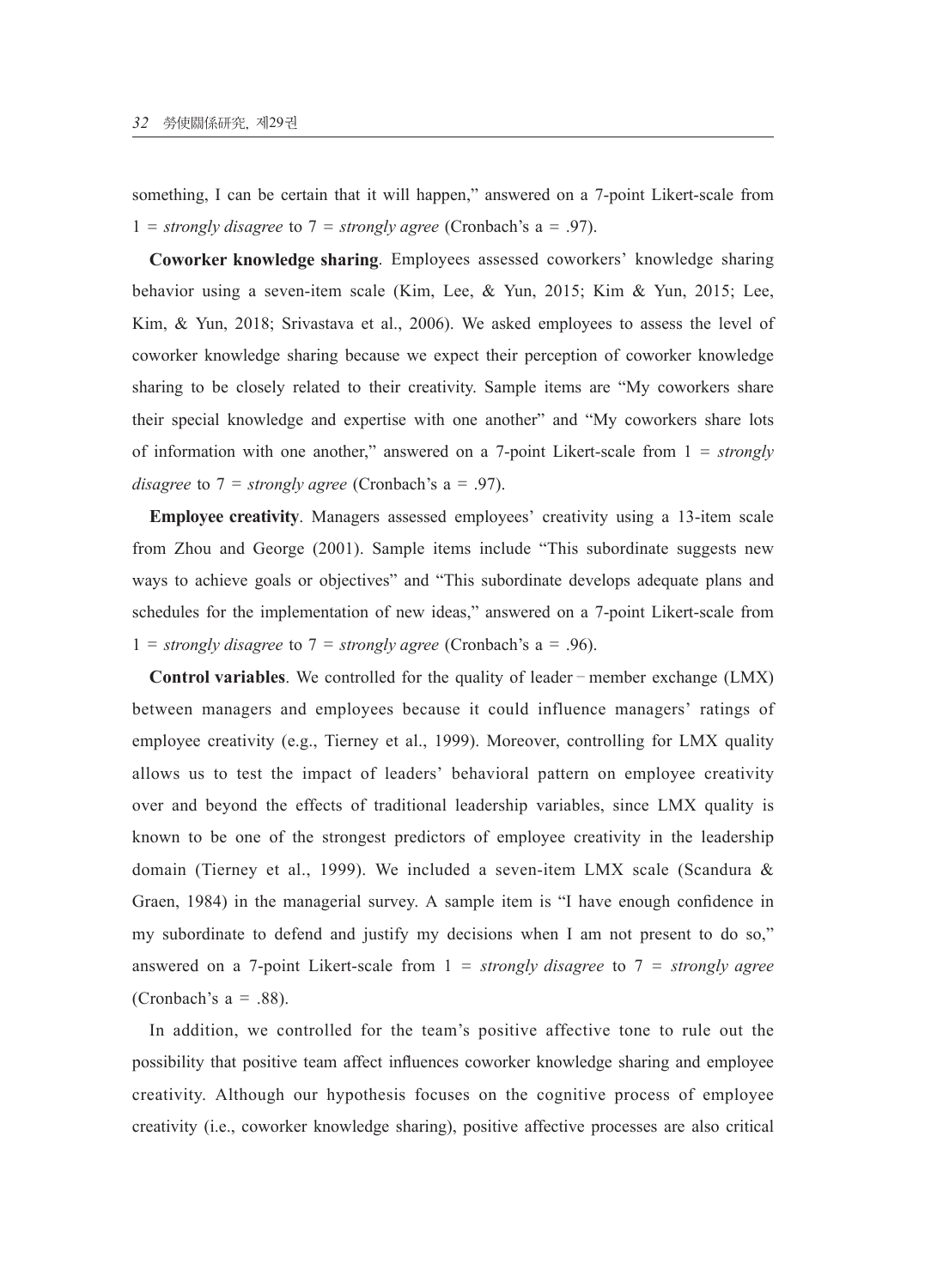something, I can be certain that it will happen," answered on a 7-point Likert-scale from 1 = *strongly disagree* to 7 = *strongly agree* (Cronbach's a = .97).

**Coworker knowledge sharing**. Employees assessed coworkers' knowledge sharing behavior using a seven-item scale (Kim, Lee, & Yun, 2015; Kim & Yun, 2015; Lee, Kim, & Yun, 2018; Srivastava et al., 2006). We asked employees to assess the level of coworker knowledge sharing because we expect their perception of coworker knowledge sharing to be closely related to their creativity. Sample items are "My coworkers share their special knowledge and expertise with one another" and "My coworkers share lots of information with one another," answered on a 7-point Likert-scale from 1 = *strongly disagree* to 7 = *strongly agree* (Cronbach's a = .97).

**Employee creativity**. Managers assessed employees' creativity using a 13-item scale from Zhou and George (2001). Sample items include "This subordinate suggests new ways to achieve goals or objectives" and "This subordinate develops adequate plans and schedules for the implementation of new ideas," answered on a 7-point Likert-scale from 1 = *strongly disagree* to 7 = *strongly agree* (Cronbach's a = .96).

**Control variables**. We controlled for the quality of leader–member exchange (LMX) between managers and employees because it could influence managers' ratings of employee creativity (e.g., Tierney et al., 1999). Moreover, controlling for LMX quality allows us to test the impact of leaders' behavioral pattern on employee creativity over and beyond the effects of traditional leadership variables, since LMX quality is known to be one of the strongest predictors of employee creativity in the leadership domain (Tierney et al., 1999). We included a seven-item LMX scale (Scandura & Graen, 1984) in the managerial survey. A sample item is "I have enough confidence in my subordinate to defend and justify my decisions when I am not present to do so," answered on a 7-point Likert-scale from 1 = *strongly disagree* to 7 = *strongly agree* (Cronbach's a = .88).

In addition, we controlled for the team's positive affective tone to rule out the possibility that positive team affect influences coworker knowledge sharing and employee creativity. Although our hypothesis focuses on the cognitive process of employee creativity (i.e., coworker knowledge sharing), positive affective processes are also critical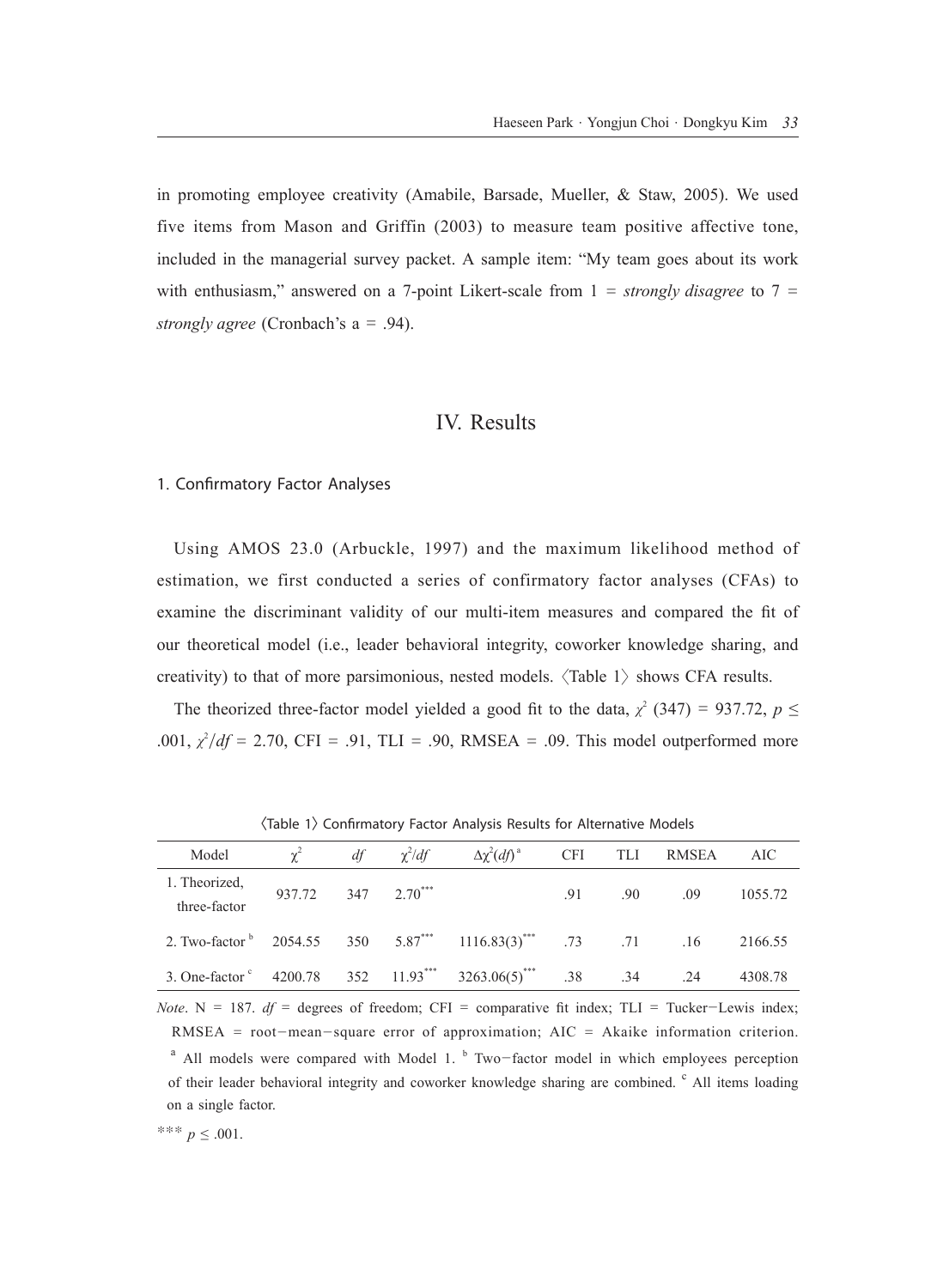in promoting employee creativity (Amabile, Barsade, Mueller, & Staw, 2005). We used five items from Mason and Griffin (2003) to measure team positive affective tone, included in the managerial survey packet. A sample item: “My team goes about its work with enthusiasm,” answered on a 7-point Likert-scale from 1 = *strongly disagree* to 7 = *strongly agree* (Cronbach’s a = .94).

# IV. Results

## 1. Confirmatory Factor Analyses

Using AMOS 23.0 (Arbuckle, 1997) and the maximum likelihood method of estimation, we first conducted a series of confirmatory factor analyses (CFAs) to examine the discriminant validity of our multi-item measures and compared the fit of our theoretical model (i.e., leader behavioral integrity, coworker knowledge sharing, and creativity) to that of more parsimonious, nested models. 〈Table 1〉 shows CFA results.

The theorized three-factor model yielded a good fit to the data, $\chi^2$ (347) = 937.72, $p \leq .001$, $\chi^2/df$ = 2.70, CFI = .91, TLI = .90, RMSEA = .09. This model outperformed more

〈Table 1〉 Confirmatory Factor Analysis Results for Alternative Models

| Model | $\chi^2$ | *df* | $\chi^2/df$ | $\Delta\chi^2(df)$ [a] | CFI | TLI | RMSEA | AIC |
|---|---|---|---|---|---|---|---|---|
| 1. Theorized, three-factor | 937.72 | 347 | 2.70*** | | .91 | .90 | .09 | 1055.72 |
| 2. Two-factor [b] | 2054.55 | 350 | 5.87*** | 1116.83(3)*** | .73 | .71 | .16 | 2166.55 |
| 3. One-factor [c] | 4200.78 | 352 | 11.93*** | 3263.06(5)*** | .38 | .34 | .24 | 4308.78 |

*Note*. N = 187. *df* = degrees of freedom; CFI = comparative fit index; TLI = Tucker−Lewis index; RMSEA = root−mean−square error of approximation; AIC = Akaike information criterion. [a] All models were compared with Model 1. [b] Two−factor model in which employees perception of their leader behavioral integrity and coworker knowledge sharing are combined. [c] All items loading on a single factor.

*** $p \leq .001$.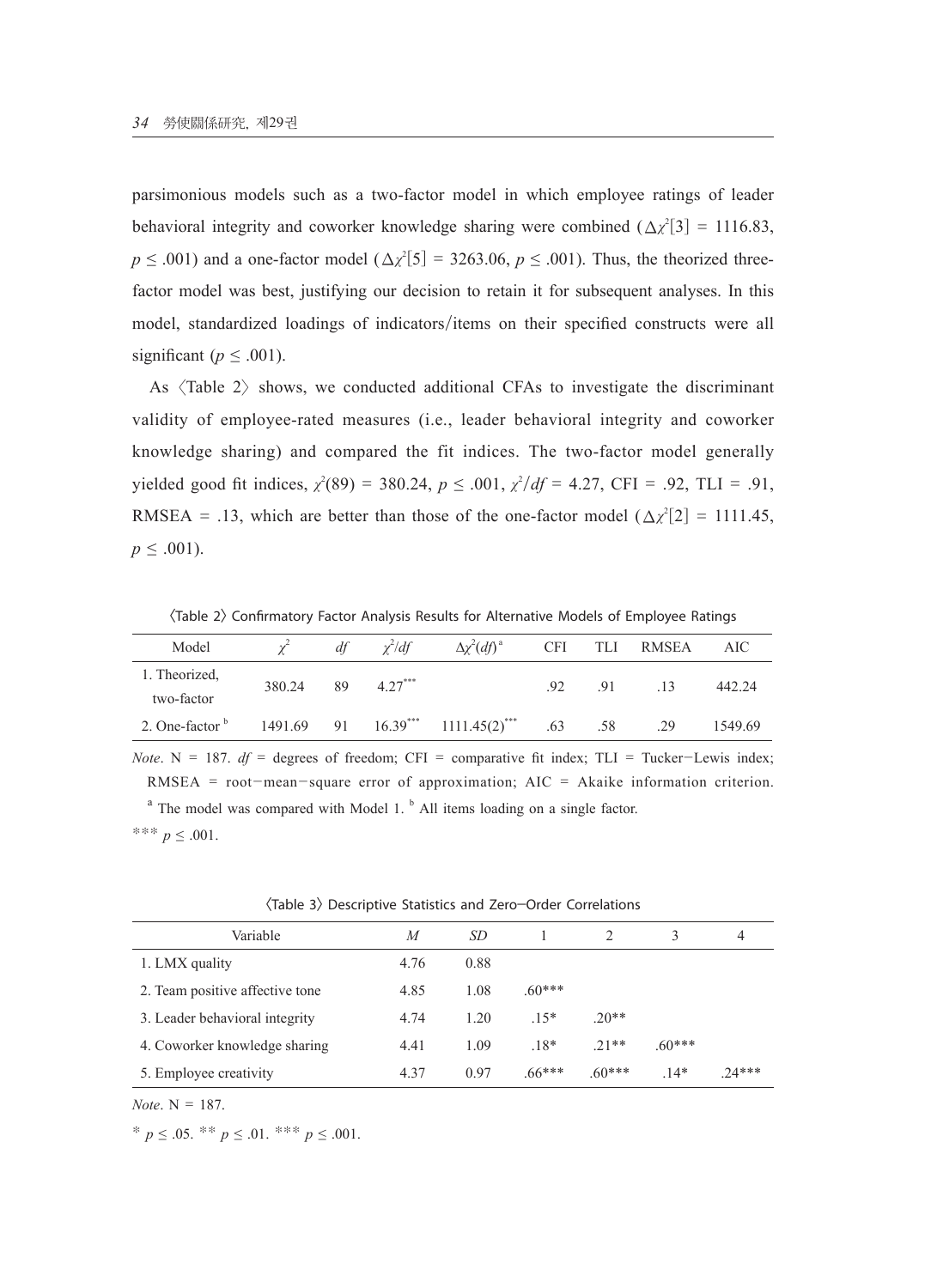parsimonious models such as a two-factor model in which employee ratings of leader behavioral integrity and coworker knowledge sharing were combined ($\Delta\chi^2[3] = 1116.83$, $p \leq .001$) and a one-factor model ($\Delta\chi^2[5] = 3263.06$, $p \leq .001$). Thus, the theorized three-factor model was best, justifying our decision to retain it for subsequent analyses. In this model, standardized loadings of indicators/items on their specified constructs were all significant ($p \leq .001$).

As 〈Table 2〉 shows, we conducted additional CFAs to investigate the discriminant validity of employee-rated measures (i.e., leader behavioral integrity and coworker knowledge sharing) and compared the fit indices. The two-factor model generally yielded good fit indices, $\chi^2(89) = 380.24$, $p \leq .001$, $\chi^2/df = 4.27$, CFI = .92, TLI = .91, RMSEA = .13, which are better than those of the one-factor model ($\Delta\chi^2[2] = 1111.45$, $p \leq .001$).

〈Table 2〉 Confirmatory Factor Analysis Results for Alternative Models of Employee Ratings

| Model | $\chi^2$ | $df$ | $\chi^2/df$ | $\Delta\chi^2(df)$[a] | CFI | TLI | RMSEA | AIC |
|---|---|---|---|---|---|---|---|---|
| 1. Theorized, two-factor | 380.24 | 89 | 4.27*** | | .92 | .91 | .13 | 442.24 |
| 2. One-factor[b] | 1491.69 | 91 | 16.39*** | 1111.45(2)*** | .63 | .58 | .29 | 1549.69 |

*Note*. N = 187. *df* = degrees of freedom; CFI = comparative fit index; TLI = Tucker–Lewis index; RMSEA = root–mean–square error of approximation; AIC = Akaike information criterion.
[a] The model was compared with Model 1. [b] All items loading on a single factor.
*** $p \leq .001$.

〈Table 3〉 Descriptive Statistics and Zero–Order Correlations

| Variable | *M* | *SD* | 1 | 2 | 3 | 4 |
|---|---|---|---|---|---|---|
| 1. LMX quality | 4.76 | 0.88 | | | | |
| 2. Team positive affective tone | 4.85 | 1.08 | .60*** | | | |
| 3. Leader behavioral integrity | 4.74 | 1.20 | .15* | .20** | | |
| 4. Coworker knowledge sharing | 4.41 | 1.09 | .18* | .21** | .60*** | |
| 5. Employee creativity | 4.37 | 0.97 | .66*** | .60*** | .14* | .24*** |

*Note*. N = 187.

* $p \leq .05$. ** $p \leq .01$. *** $p \leq .001$.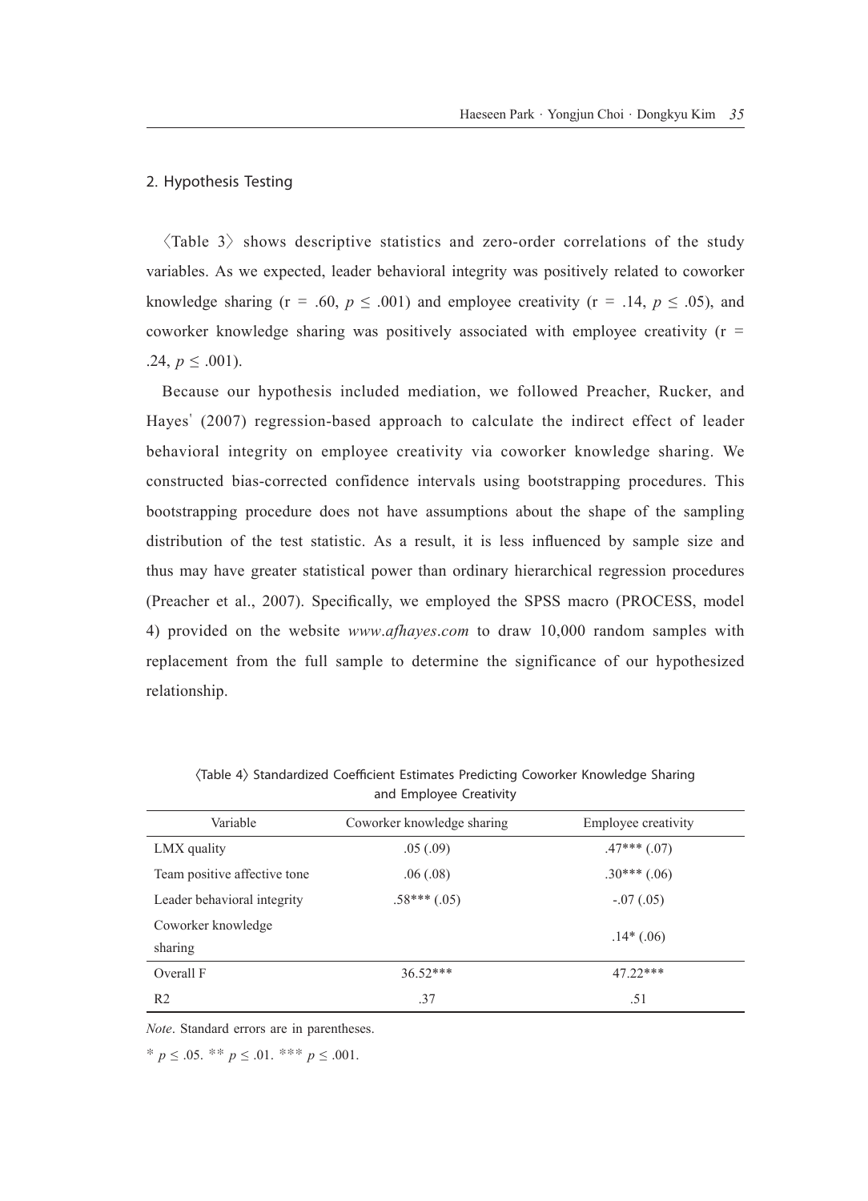## 2. Hypothesis Testing

〈Table 3〉 shows descriptive statistics and zero-order correlations of the study variables. As we expected, leader behavioral integrity was positively related to coworker knowledge sharing (r = .60, $p \leq .001$) and employee creativity (r = .14, $p \leq .05$), and coworker knowledge sharing was positively associated with employee creativity (r = .24, $p \leq .001$).

Because our hypothesis included mediation, we followed Preacher, Rucker, and Hayes' (2007) regression-based approach to calculate the indirect effect of leader behavioral integrity on employee creativity via coworker knowledge sharing. We constructed bias-corrected confidence intervals using bootstrapping procedures. This bootstrapping procedure does not have assumptions about the shape of the sampling distribution of the test statistic. As a result, it is less influenced by sample size and thus may have greater statistical power than ordinary hierarchical regression procedures (Preacher et al., 2007). Specifically, we employed the SPSS macro (PROCESS, model 4) provided on the website *www.afhayes.com* to draw 10,000 random samples with replacement from the full sample to determine the significance of our hypothesized relationship.

〈Table 4〉 Standardized Coefficient Estimates Predicting Coworker Knowledge Sharing and Employee Creativity

| Variable | Coworker knowledge sharing | Employee creativity |
|---|---|---|
| LMX quality | .05 (.09) | .47*** (.07) |
| Team positive affective tone | .06 (.08) | .30*** (.06) |
| Leader behavioral integrity | .58*** (.05) | -.07 (.05) |
| Coworker knowledge sharing | | .14* (.06) |
| Overall F | 36.52*** | 47.22*** |
| R2 | .37 | .51 |

*Note*. Standard errors are in parentheses.

* $p \leq .05$. ** $p \leq .01$. *** $p \leq .001$.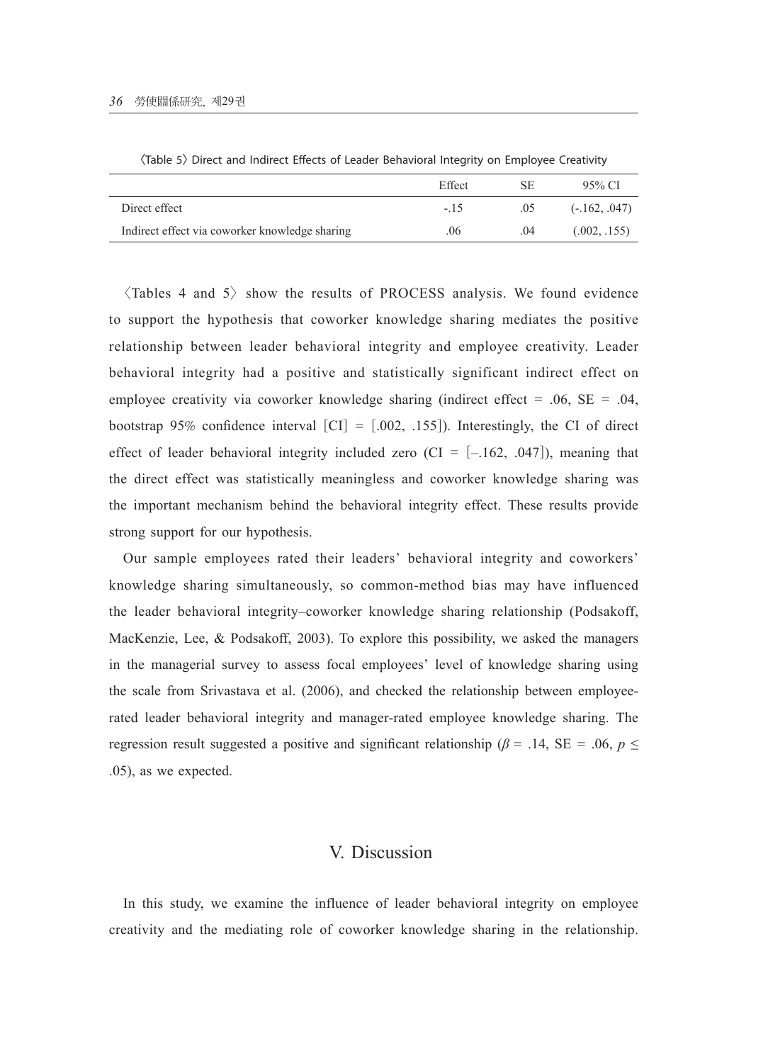〈Table 5〉 Direct and Indirect Effects of Leader Behavioral Integrity on Employee Creativity

| | Effect | SE | 95% CI |
|---|---|---|---|
| Direct effect | -.15 | .05 | (-.162, .047) |
| Indirect effect via coworker knowledge sharing | .06 | .04 | (.002, .155) |

〈Tables 4 and 5〉 show the results of PROCESS analysis. We found evidence to support the hypothesis that coworker knowledge sharing mediates the positive relationship between leader behavioral integrity and employee creativity. Leader behavioral integrity had a positive and statistically significant indirect effect on employee creativity via coworker knowledge sharing (indirect effect = .06, SE = .04, bootstrap 95% confidence interval [CI] = [.002, .155]). Interestingly, the CI of direct effect of leader behavioral integrity included zero (CI = [–.162, .047]), meaning that the direct effect was statistically meaningless and coworker knowledge sharing was the important mechanism behind the behavioral integrity effect. These results provide strong support for our hypothesis.

Our sample employees rated their leaders' behavioral integrity and coworkers' knowledge sharing simultaneously, so common-method bias may have influenced the leader behavioral integrity–coworker knowledge sharing relationship (Podsakoff, MacKenzie, Lee, & Podsakoff, 2003). To explore this possibility, we asked the managers in the managerial survey to assess focal employees' level of knowledge sharing using the scale from Srivastava et al. (2006), and checked the relationship between employee-rated leader behavioral integrity and manager-rated employee knowledge sharing. The regression result suggested a positive and significant relationship ($\beta$ = .14, SE = .06, $p \leq$ .05), as we expected.

## V. Discussion

In this study, we examine the influence of leader behavioral integrity on employee creativity and the mediating role of coworker knowledge sharing in the relationship.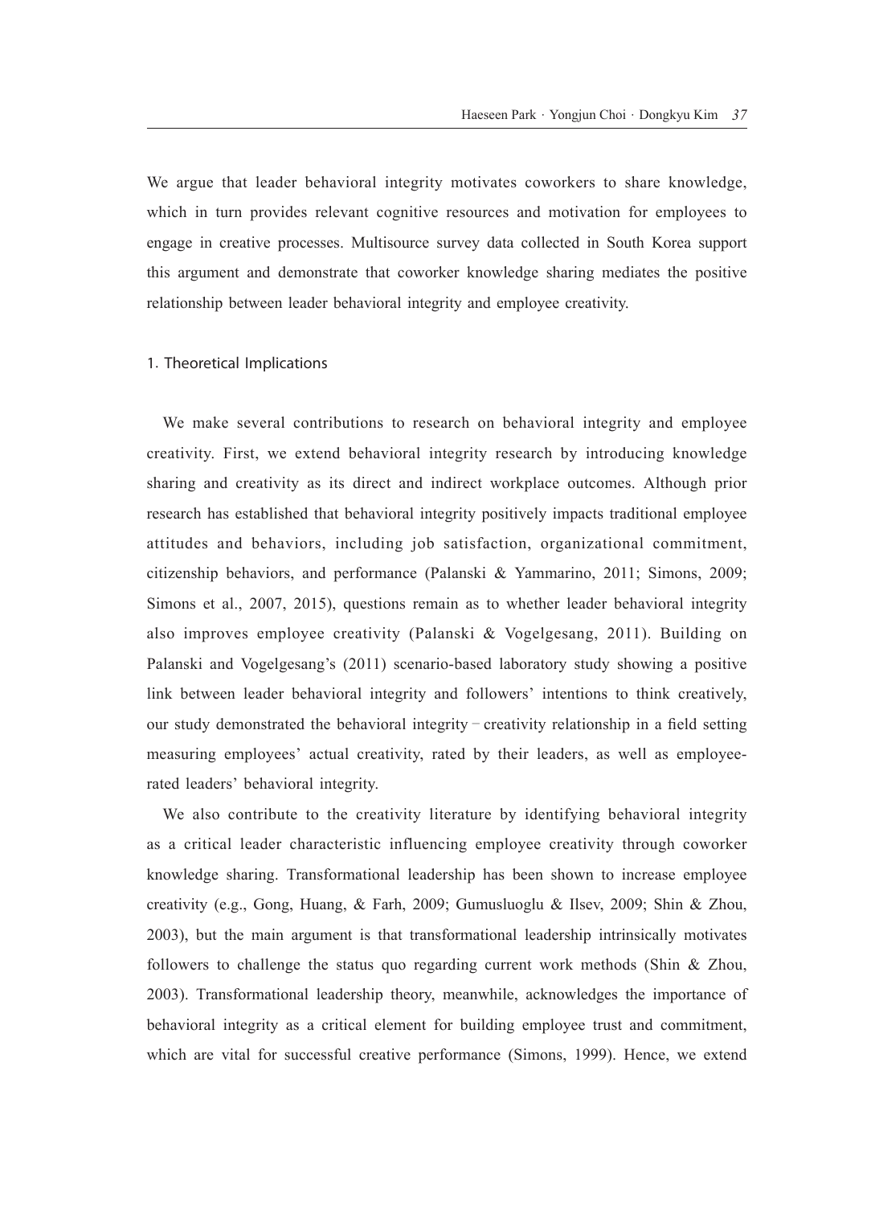We argue that leader behavioral integrity motivates coworkers to share knowledge, which in turn provides relevant cognitive resources and motivation for employees to engage in creative processes. Multisource survey data collected in South Korea support this argument and demonstrate that coworker knowledge sharing mediates the positive relationship between leader behavioral integrity and employee creativity.

### 1. Theoretical Implications

We make several contributions to research on behavioral integrity and employee creativity. First, we extend behavioral integrity research by introducing knowledge sharing and creativity as its direct and indirect workplace outcomes. Although prior research has established that behavioral integrity positively impacts traditional employee attitudes and behaviors, including job satisfaction, organizational commitment, citizenship behaviors, and performance (Palanski & Yammarino, 2011; Simons, 2009; Simons et al., 2007, 2015), questions remain as to whether leader behavioral integrity also improves employee creativity (Palanski & Vogelgesang, 2011). Building on Palanski and Vogelgesang's (2011) scenario-based laboratory study showing a positive link between leader behavioral integrity and followers' intentions to think creatively, our study demonstrated the behavioral integrity – creativity relationship in a field setting measuring employees' actual creativity, rated by their leaders, as well as employee-rated leaders' behavioral integrity.

We also contribute to the creativity literature by identifying behavioral integrity as a critical leader characteristic influencing employee creativity through coworker knowledge sharing. Transformational leadership has been shown to increase employee creativity (e.g., Gong, Huang, & Farh, 2009; Gumusluoglu & Ilsev, 2009; Shin & Zhou, 2003), but the main argument is that transformational leadership intrinsically motivates followers to challenge the status quo regarding current work methods (Shin & Zhou, 2003). Transformational leadership theory, meanwhile, acknowledges the importance of behavioral integrity as a critical element for building employee trust and commitment, which are vital for successful creative performance (Simons, 1999). Hence, we extend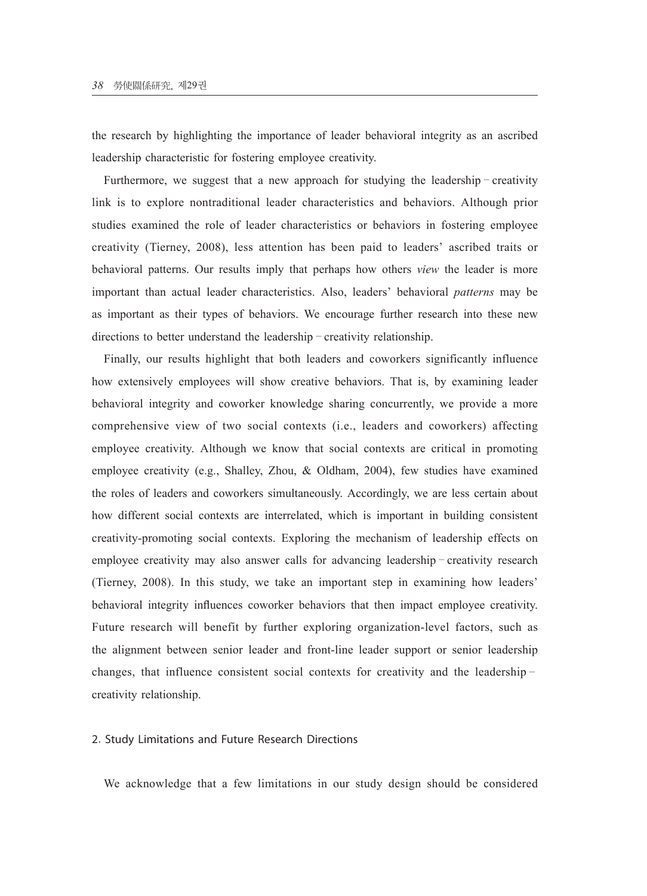the research by highlighting the importance of leader behavioral integrity as an ascribed leadership characteristic for fostering employee creativity.

Furthermore, we suggest that a new approach for studying the leadership–creativity link is to explore nontraditional leader characteristics and behaviors. Although prior studies examined the role of leader characteristics or behaviors in fostering employee creativity (Tierney, 2008), less attention has been paid to leaders' ascribed traits or behavioral patterns. Our results imply that perhaps how others *view* the leader is more important than actual leader characteristics. Also, leaders' behavioral *patterns* may be as important as their types of behaviors. We encourage further research into these new directions to better understand the leadership–creativity relationship.

Finally, our results highlight that both leaders and coworkers significantly influence how extensively employees will show creative behaviors. That is, by examining leader behavioral integrity and coworker knowledge sharing concurrently, we provide a more comprehensive view of two social contexts (i.e., leaders and coworkers) affecting employee creativity. Although we know that social contexts are critical in promoting employee creativity (e.g., Shalley, Zhou, & Oldham, 2004), few studies have examined the roles of leaders and coworkers simultaneously. Accordingly, we are less certain about how different social contexts are interrelated, which is important in building consistent creativity-promoting social contexts. Exploring the mechanism of leadership effects on employee creativity may also answer calls for advancing leadership–creativity research (Tierney, 2008). In this study, we take an important step in examining how leaders' behavioral integrity influences coworker behaviors that then impact employee creativity. Future research will benefit by further exploring organization-level factors, such as the alignment between senior leader and front-line leader support or senior leadership changes, that influence consistent social contexts for creativity and the leadership–creativity relationship.

### 2. Study Limitations and Future Research Directions

We acknowledge that a few limitations in our study design should be considered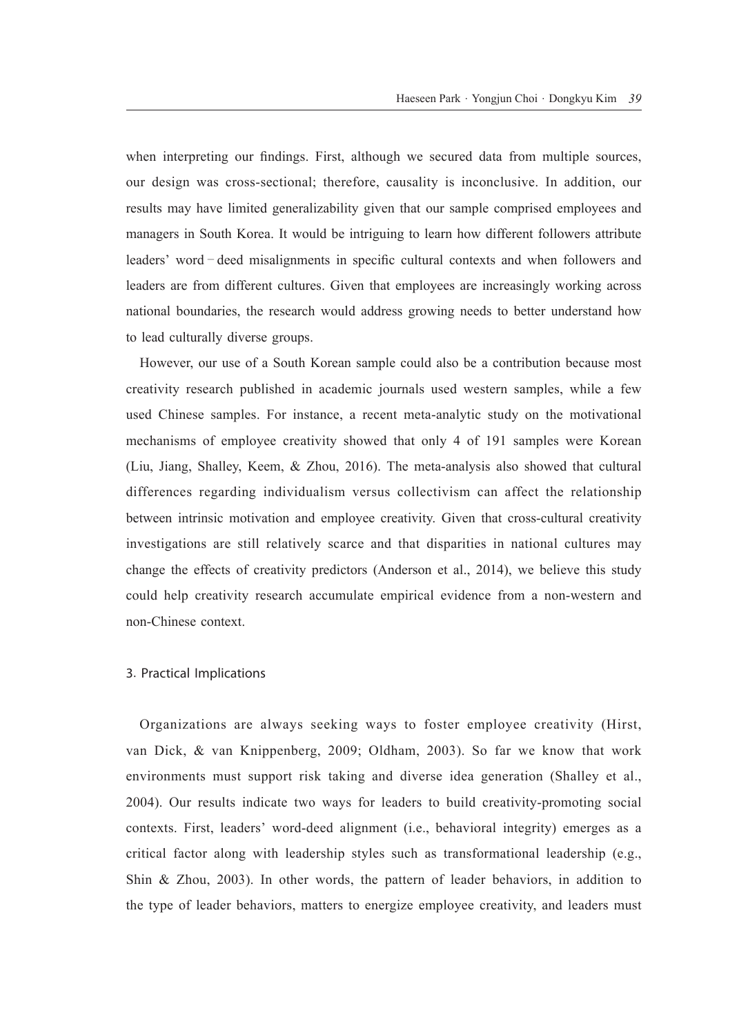when interpreting our findings. First, although we secured data from multiple sources, our design was cross-sectional; therefore, causality is inconclusive. In addition, our results may have limited generalizability given that our sample comprised employees and managers in South Korea. It would be intriguing to learn how different followers attribute leaders' word–deed misalignments in specific cultural contexts and when followers and leaders are from different cultures. Given that employees are increasingly working across national boundaries, the research would address growing needs to better understand how to lead culturally diverse groups.

However, our use of a South Korean sample could also be a contribution because most creativity research published in academic journals used western samples, while a few used Chinese samples. For instance, a recent meta-analytic study on the motivational mechanisms of employee creativity showed that only 4 of 191 samples were Korean (Liu, Jiang, Shalley, Keem, & Zhou, 2016). The meta-analysis also showed that cultural differences regarding individualism versus collectivism can affect the relationship between intrinsic motivation and employee creativity. Given that cross-cultural creativity investigations are still relatively scarce and that disparities in national cultures may change the effects of creativity predictors (Anderson et al., 2014), we believe this study could help creativity research accumulate empirical evidence from a non-western and non-Chinese context.

### 3. Practical Implications

Organizations are always seeking ways to foster employee creativity (Hirst, van Dick, & van Knippenberg, 2009; Oldham, 2003). So far we know that work environments must support risk taking and diverse idea generation (Shalley et al., 2004). Our results indicate two ways for leaders to build creativity-promoting social contexts. First, leaders' word-deed alignment (i.e., behavioral integrity) emerges as a critical factor along with leadership styles such as transformational leadership (e.g., Shin & Zhou, 2003). In other words, the pattern of leader behaviors, in addition to the type of leader behaviors, matters to energize employee creativity, and leaders must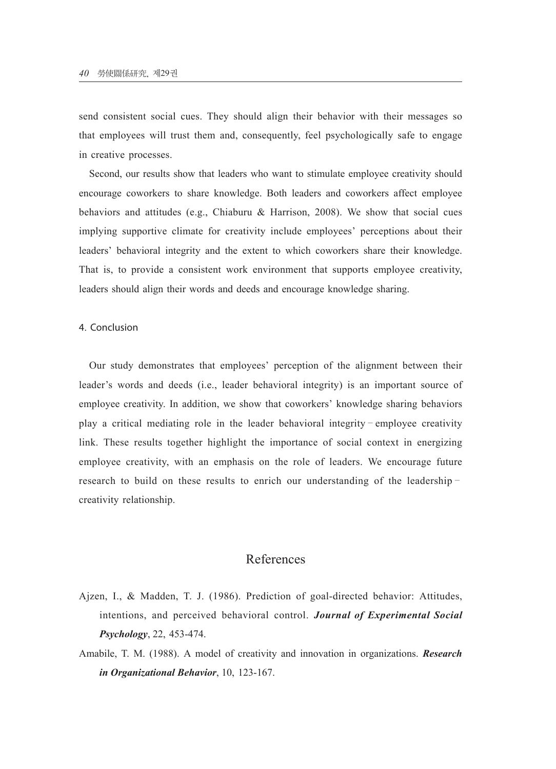send consistent social cues. They should align their behavior with their messages so that employees will trust them and, consequently, feel psychologically safe to engage in creative processes.

Second, our results show that leaders who want to stimulate employee creativity should encourage coworkers to share knowledge. Both leaders and coworkers affect employee behaviors and attitudes (e.g., Chiaburu & Harrison, 2008). We show that social cues implying supportive climate for creativity include employees' perceptions about their leaders' behavioral integrity and the extent to which coworkers share their knowledge. That is, to provide a consistent work environment that supports employee creativity, leaders should align their words and deeds and encourage knowledge sharing.

## 4. Conclusion

Our study demonstrates that employees' perception of the alignment between their leader's words and deeds (i.e., leader behavioral integrity) is an important source of employee creativity. In addition, we show that coworkers' knowledge sharing behaviors play a critical mediating role in the leader behavioral integrity–employee creativity link. These results together highlight the importance of social context in energizing employee creativity, with an emphasis on the role of leaders. We encourage future research to build on these results to enrich our understanding of the leadership–creativity relationship.

# References

Ajzen, I., & Madden, T. J. (1986). Prediction of goal-directed behavior: Attitudes, intentions, and perceived behavioral control. ***Journal of Experimental Social Psychology***, 22, 453-474.

Amabile, T. M. (1988). A model of creativity and innovation in organizations. ***Research in Organizational Behavior***, 10, 123-167.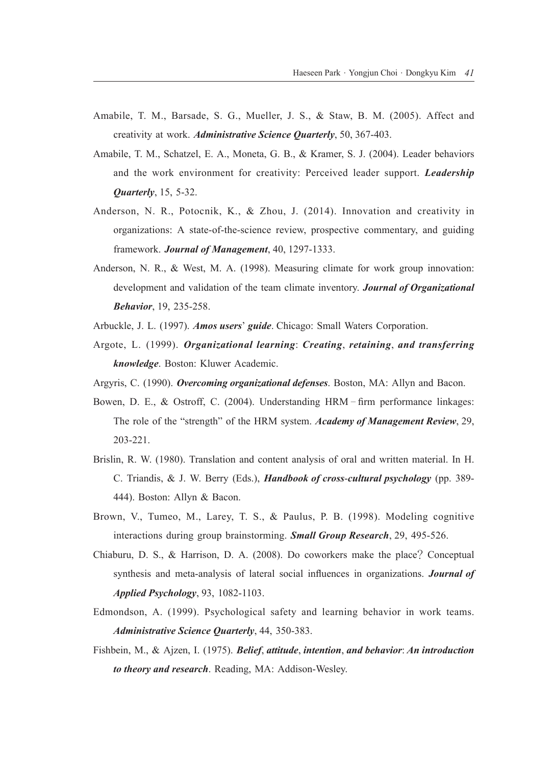Amabile, T. M., Barsade, S. G., Mueller, J. S., & Staw, B. M. (2005). Affect and creativity at work. ***Administrative Science Quarterly***, 50, 367-403.

Amabile, T. M., Schatzel, E. A., Moneta, G. B., & Kramer, S. J. (2004). Leader behaviors and the work environment for creativity: Perceived leader support. ***Leadership Quarterly***, 15, 5-32.

Anderson, N. R., Potocnik, K., & Zhou, J. (2014). Innovation and creativity in organizations: A state-of-the-science review, prospective commentary, and guiding framework. ***Journal of Management***, 40, 1297-1333.

Anderson, N. R., & West, M. A. (1998). Measuring climate for work group innovation: development and validation of the team climate inventory. ***Journal of Organizational Behavior***, 19, 235-258.

Arbuckle, J. L. (1997). ***Amos users*' *guide***. Chicago: Small Waters Corporation.

Argote, L. (1999). ***Organizational learning*: *Creating*, *retaining*, *and transferring knowledge***. Boston: Kluwer Academic.

Argyris, C. (1990). ***Overcoming organizational defenses***. Boston, MA: Allyn and Bacon.

Bowen, D. E., & Ostroff, C. (2004). Understanding HRM－firm performance linkages: The role of the "strength" of the HRM system. ***Academy of Management Review***, 29, 203-221.

Brislin, R. W. (1980). Translation and content analysis of oral and written material. In H. C. Triandis, & J. W. Berry (Eds.), ***Handbook of cross-cultural psychology*** (pp. 389-444). Boston: Allyn & Bacon.

Brown, V., Tumeo, M., Larey, T. S., & Paulus, P. B. (1998). Modeling cognitive interactions during group brainstorming. ***Small Group Research***, 29, 495-526.

Chiaburu, D. S., & Harrison, D. A. (2008). Do coworkers make the place? Conceptual synthesis and meta-analysis of lateral social influences in organizations. ***Journal of Applied Psychology***, 93, 1082-1103.

Edmondson, A. (1999). Psychological safety and learning behavior in work teams. ***Administrative Science Quarterly***, 44, 350-383.

Fishbein, M., & Ajzen, I. (1975). ***Belief*, *attitude*, *intention*, *and behavior*: *An introduction to theory and research***. Reading, MA: Addison-Wesley.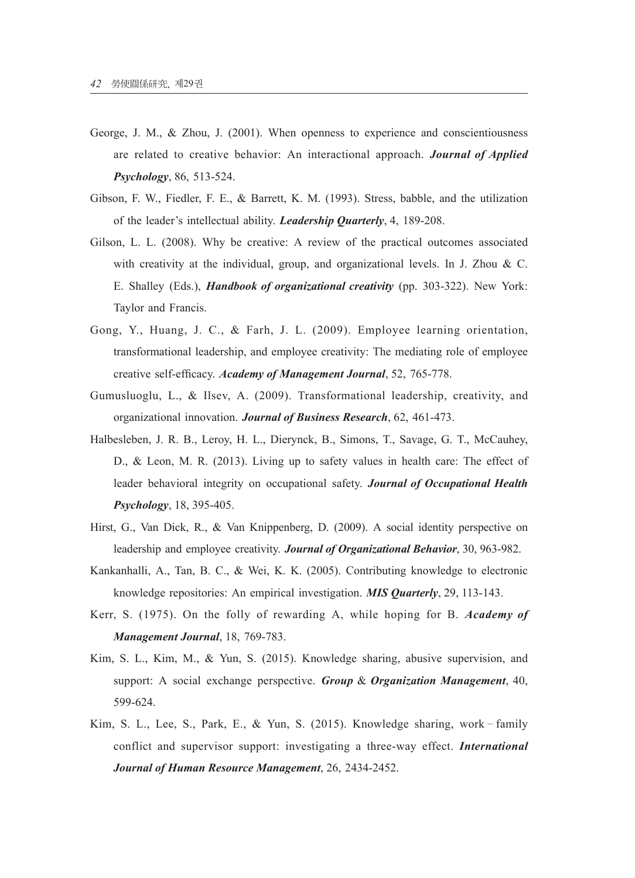George, J. M., & Zhou, J. (2001). When openness to experience and conscientiousness are related to creative behavior: An interactional approach. ***Journal of Applied Psychology***, 86, 513-524.

Gibson, F. W., Fiedler, F. E., & Barrett, K. M. (1993). Stress, babble, and the utilization of the leader's intellectual ability. ***Leadership Quarterly***, 4, 189-208.

Gilson, L. L. (2008). Why be creative: A review of the practical outcomes associated with creativity at the individual, group, and organizational levels. In J. Zhou & C. E. Shalley (Eds.), ***Handbook of organizational creativity*** (pp. 303-322). New York: Taylor and Francis.

Gong, Y., Huang, J. C., & Farh, J. L. (2009). Employee learning orientation, transformational leadership, and employee creativity: The mediating role of employee creative self-efficacy. ***Academy of Management Journal***, 52, 765-778.

Gumusluoglu, L., & Ilsev, A. (2009). Transformational leadership, creativity, and organizational innovation. ***Journal of Business Research***, 62, 461-473.

Halbesleben, J. R. B., Leroy, H. L., Dierynck, B., Simons, T., Savage, G. T., McCauhey, D., & Leon, M. R. (2013). Living up to safety values in health care: The effect of leader behavioral integrity on occupational safety. ***Journal of Occupational Health Psychology***, 18, 395-405.

Hirst, G., Van Dick, R., & Van Knippenberg, D. (2009). A social identity perspective on leadership and employee creativity. ***Journal of Organizational Behavior***, 30, 963-982.

Kankanhalli, A., Tan, B. C., & Wei, K. K. (2005). Contributing knowledge to electronic knowledge repositories: An empirical investigation. ***MIS Quarterly***, 29, 113-143.

Kerr, S. (1975). On the folly of rewarding A, while hoping for B. ***Academy of Management Journal***, 18, 769-783.

Kim, S. L., Kim, M., & Yun, S. (2015). Knowledge sharing, abusive supervision, and support: A social exchange perspective. ***Group & Organization Management***, 40, 599-624.

Kim, S. L., Lee, S., Park, E., & Yun, S. (2015). Knowledge sharing, work – family conflict and supervisor support: investigating a three-way effect. ***International Journal of Human Resource Management***, 26, 2434-2452.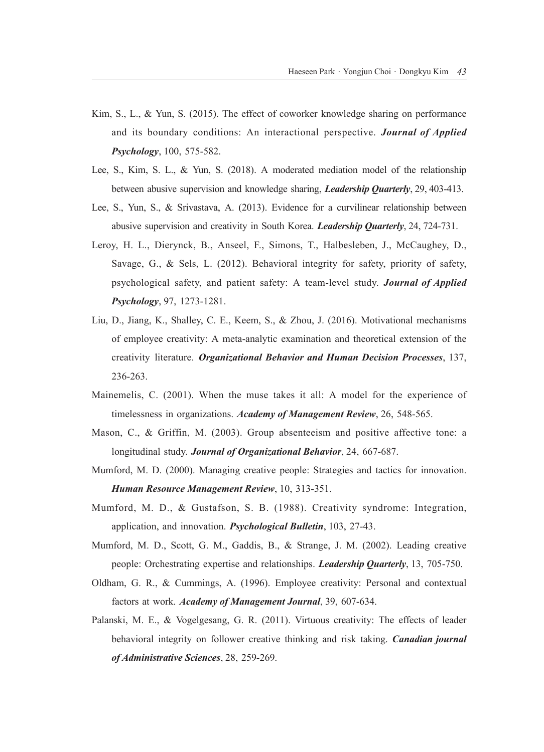Kim, S., L., & Yun, S. (2015). The effect of coworker knowledge sharing on performance and its boundary conditions: An interactional perspective. ***Journal of Applied Psychology***, 100, 575-582.

Lee, S., Kim, S. L., & Yun, S. (2018). A moderated mediation model of the relationship between abusive supervision and knowledge sharing, ***Leadership Quarterly***, 29, 403-413.

Lee, S., Yun, S., & Srivastava, A. (2013). Evidence for a curvilinear relationship between abusive supervision and creativity in South Korea. ***Leadership Quarterly***, 24, 724-731.

Leroy, H. L., Dierynck, B., Anseel, F., Simons, T., Halbesleben, J., McCaughey, D., Savage, G., & Sels, L. (2012). Behavioral integrity for safety, priority of safety, psychological safety, and patient safety: A team-level study. ***Journal of Applied Psychology***, 97, 1273-1281.

Liu, D., Jiang, K., Shalley, C. E., Keem, S., & Zhou, J. (2016). Motivational mechanisms of employee creativity: A meta-analytic examination and theoretical extension of the creativity literature. ***Organizational Behavior and Human Decision Processes***, 137, 236-263.

Mainemelis, C. (2001). When the muse takes it all: A model for the experience of timelessness in organizations. ***Academy of Management Review***, 26, 548-565.

Mason, C., & Griffin, M. (2003). Group absenteeism and positive affective tone: a longitudinal study. ***Journal of Organizational Behavior***, 24, 667-687.

Mumford, M. D. (2000). Managing creative people: Strategies and tactics for innovation. ***Human Resource Management Review***, 10, 313-351.

Mumford, M. D., & Gustafson, S. B. (1988). Creativity syndrome: Integration, application, and innovation. ***Psychological Bulletin***, 103, 27-43.

Mumford, M. D., Scott, G. M., Gaddis, B., & Strange, J. M. (2002). Leading creative people: Orchestrating expertise and relationships. ***Leadership Quarterly***, 13, 705-750.

Oldham, G. R., & Cummings, A. (1996). Employee creativity: Personal and contextual factors at work. ***Academy of Management Journal***, 39, 607-634.

Palanski, M. E., & Vogelgesang, G. R. (2011). Virtuous creativity: The effects of leader behavioral integrity on follower creative thinking and risk taking. ***Canadian journal of Administrative Sciences***, 28, 259-269.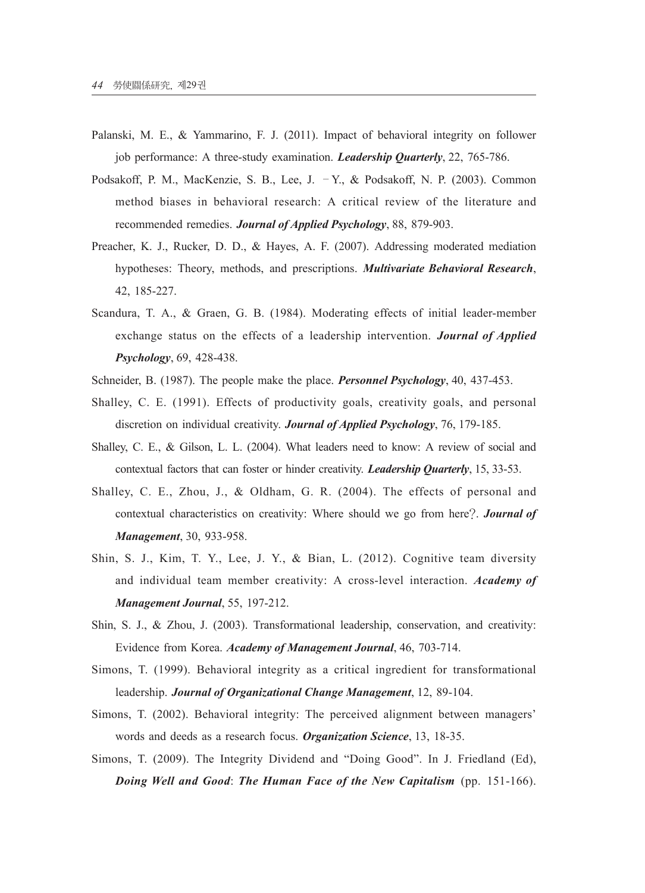Palanski, M. E., & Yammarino, F. J. (2011). Impact of behavioral integrity on follower job performance: A three-study examination. ***Leadership Quarterly***, 22, 765-786.

Podsakoff, P. M., MacKenzie, S. B., Lee, J. –Y., & Podsakoff, N. P. (2003). Common method biases in behavioral research: A critical review of the literature and recommended remedies. ***Journal of Applied Psychology***, 88, 879-903.

Preacher, K. J., Rucker, D. D., & Hayes, A. F. (2007). Addressing moderated mediation hypotheses: Theory, methods, and prescriptions. ***Multivariate Behavioral Research***, 42, 185-227.

Scandura, T. A., & Graen, G. B. (1984). Moderating effects of initial leader-member exchange status on the effects of a leadership intervention. ***Journal of Applied Psychology***, 69, 428-438.

Schneider, B. (1987). The people make the place. ***Personnel Psychology***, 40, 437-453.

Shalley, C. E. (1991). Effects of productivity goals, creativity goals, and personal discretion on individual creativity. ***Journal of Applied Psychology***, 76, 179-185.

Shalley, C. E., & Gilson, L. L. (2004). What leaders need to know: A review of social and contextual factors that can foster or hinder creativity. ***Leadership Quarterly***, 15, 33-53.

Shalley, C. E., Zhou, J., & Oldham, G. R. (2004). The effects of personal and contextual characteristics on creativity: Where should we go from here?. ***Journal of Management***, 30, 933-958.

Shin, S. J., Kim, T. Y., Lee, J. Y., & Bian, L. (2012). Cognitive team diversity and individual team member creativity: A cross-level interaction. ***Academy of Management Journal***, 55, 197-212.

Shin, S. J., & Zhou, J. (2003). Transformational leadership, conservation, and creativity: Evidence from Korea. ***Academy of Management Journal***, 46, 703-714.

Simons, T. (1999). Behavioral integrity as a critical ingredient for transformational leadership. ***Journal of Organizational Change Management***, 12, 89-104.

Simons, T. (2002). Behavioral integrity: The perceived alignment between managers' words and deeds as a research focus. ***Organization Science***, 13, 18-35.

Simons, T. (2009). The Integrity Dividend and "Doing Good". In J. Friedland (Ed), ***Doing Well and Good***: ***The Human Face of the New Capitalism*** (pp. 151-166).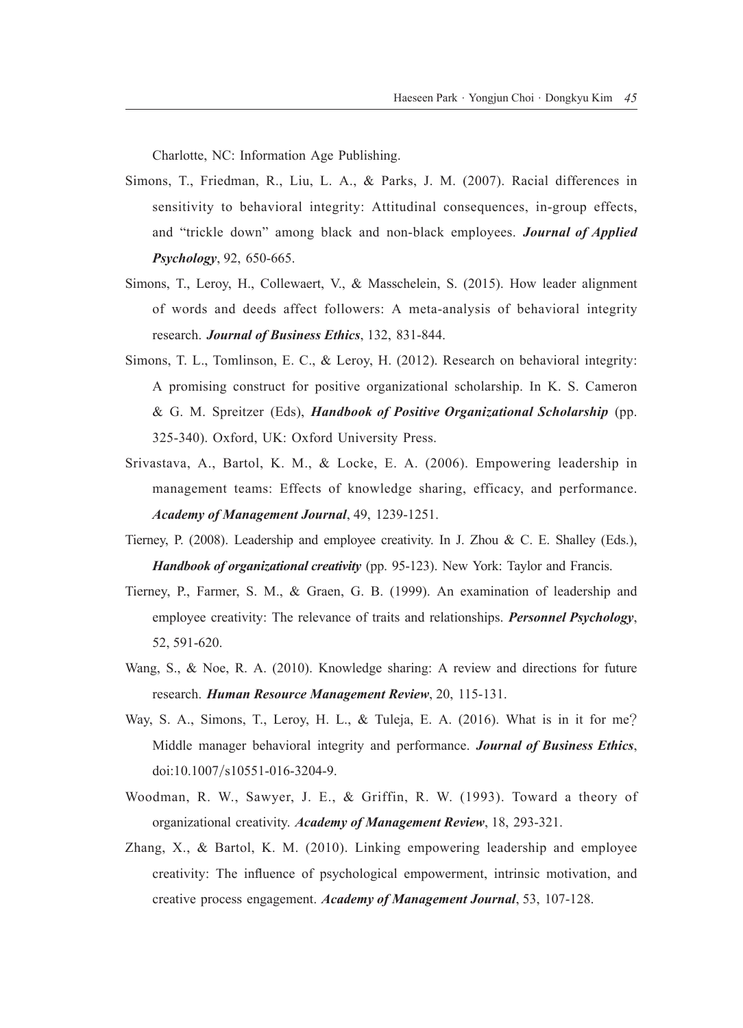Charlotte, NC: Information Age Publishing.

Simons, T., Friedman, R., Liu, L. A., & Parks, J. M. (2007). Racial differences in sensitivity to behavioral integrity: Attitudinal consequences, in-group effects, and "trickle down" among black and non-black employees. ***Journal of Applied Psychology***, 92, 650-665.

Simons, T., Leroy, H., Collewaert, V., & Masschelein, S. (2015). How leader alignment of words and deeds affect followers: A meta-analysis of behavioral integrity research. ***Journal of Business Ethics***, 132, 831-844.

Simons, T. L., Tomlinson, E. C., & Leroy, H. (2012). Research on behavioral integrity: A promising construct for positive organizational scholarship. In K. S. Cameron & G. M. Spreitzer (Eds), ***Handbook of Positive Organizational Scholarship*** (pp. 325-340). Oxford, UK: Oxford University Press.

Srivastava, A., Bartol, K. M., & Locke, E. A. (2006). Empowering leadership in management teams: Effects of knowledge sharing, efficacy, and performance. ***Academy of Management Journal***, 49, 1239-1251.

Tierney, P. (2008). Leadership and employee creativity. In J. Zhou & C. E. Shalley (Eds.), ***Handbook of organizational creativity*** (pp. 95-123). New York: Taylor and Francis.

Tierney, P., Farmer, S. M., & Graen, G. B. (1999). An examination of leadership and employee creativity: The relevance of traits and relationships. ***Personnel Psychology***, 52, 591-620.

Wang, S., & Noe, R. A. (2010). Knowledge sharing: A review and directions for future research. ***Human Resource Management Review***, 20, 115-131.

Way, S. A., Simons, T., Leroy, H. L., & Tuleja, E. A. (2016). What is in it for me? Middle manager behavioral integrity and performance. ***Journal of Business Ethics***, doi:10.1007/s10551-016-3204-9.

Woodman, R. W., Sawyer, J. E., & Griffin, R. W. (1993). Toward a theory of organizational creativity. ***Academy of Management Review***, 18, 293-321.

Zhang, X., & Bartol, K. M. (2010). Linking empowering leadership and employee creativity: The influence of psychological empowerment, intrinsic motivation, and creative process engagement. ***Academy of Management Journal***, 53, 107-128.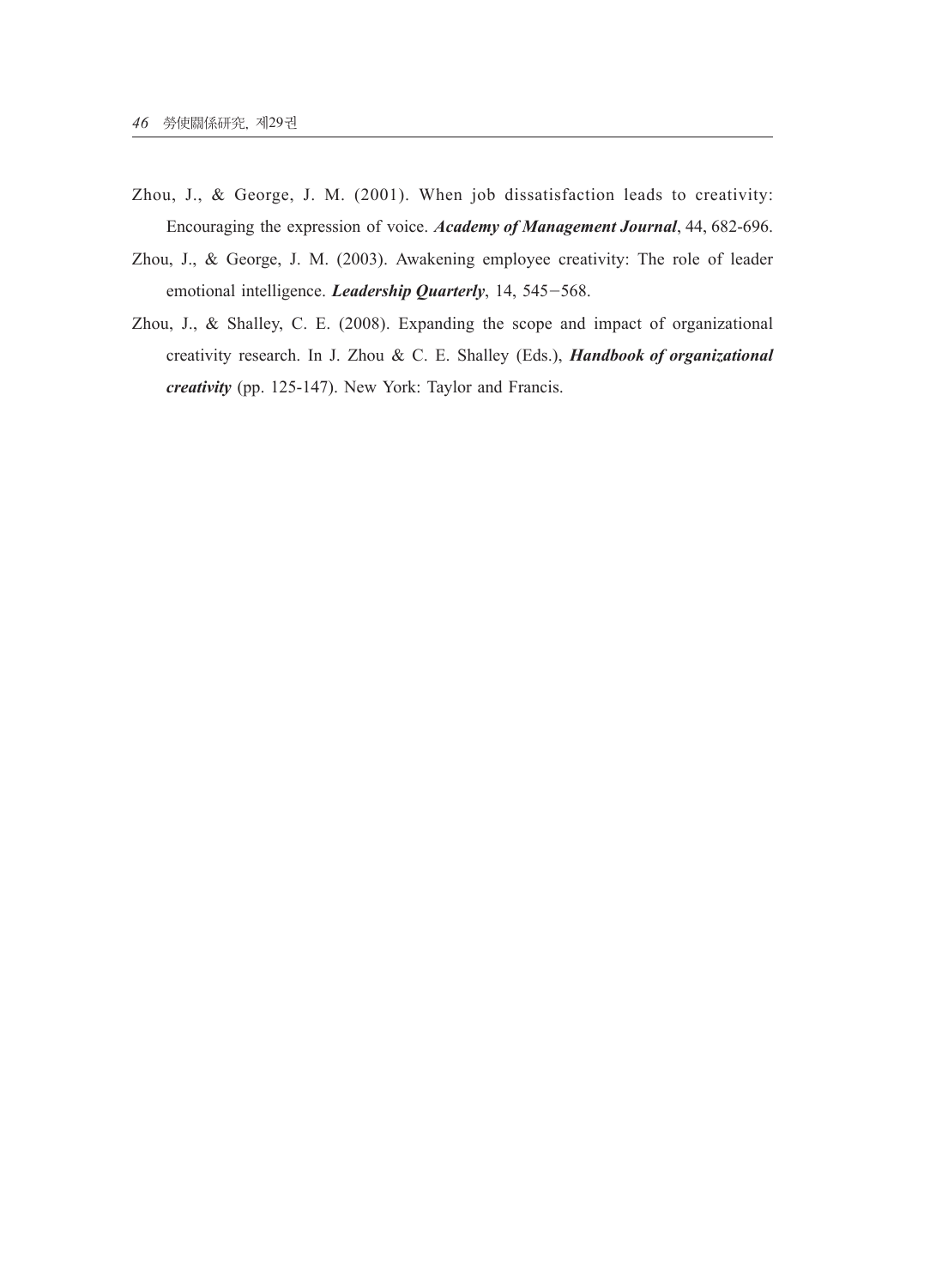Zhou, J., & George, J. M. (2001). When job dissatisfaction leads to creativity: Encouraging the expression of voice. ***Academy of Management Journal***, 44, 682-696.

Zhou, J., & George, J. M. (2003). Awakening employee creativity: The role of leader emotional intelligence. ***Leadership Quarterly***, 14, 545−568.

Zhou, J., & Shalley, C. E. (2008). Expanding the scope and impact of organizational creativity research. In J. Zhou & C. E. Shalley (Eds.), ***Handbook of organizational creativity*** (pp. 125-147). New York: Taylor and Francis.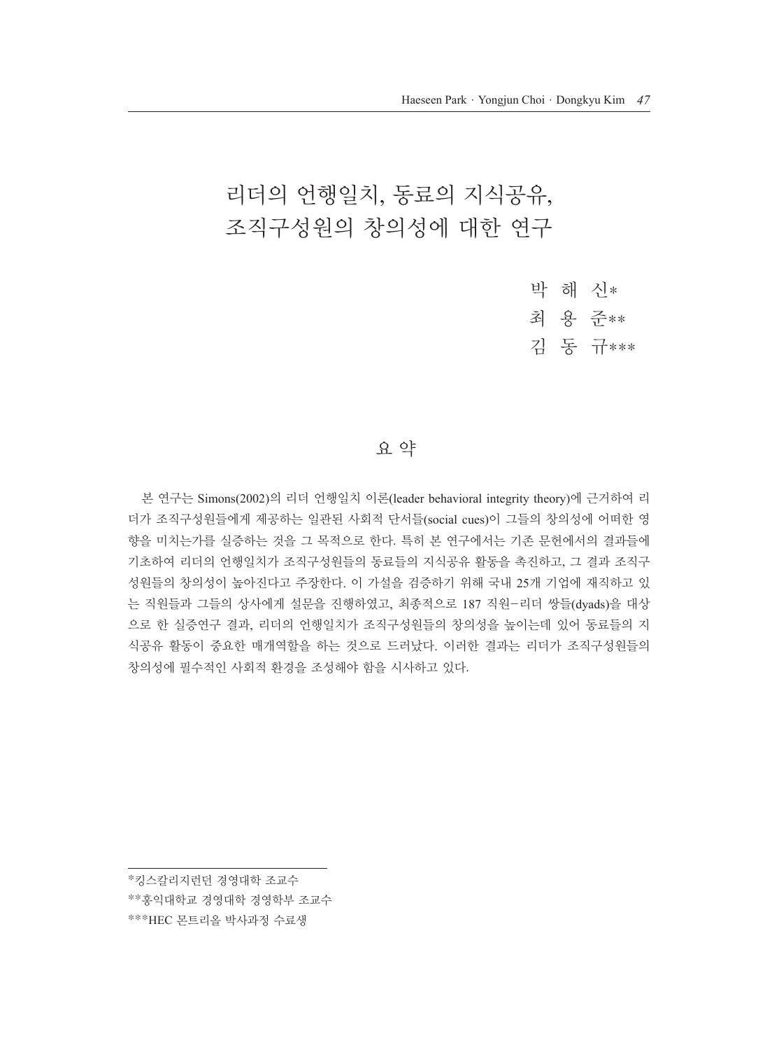# 리더의 언행일치, 동료의 지식공유, 조직구성원의 창의성에 대한 연구

박 해 신*

최 용 준**

김 동 규***

## 요 약

본 연구는 Simons(2002)의 리더 언행일치 이론(leader behavioral integrity theory)에 근거하여 리더가 조직구성원들에게 제공하는 일관된 사회적 단서들(social cues)이 그들의 창의성에 어떠한 영향을 미치는가를 실증하는 것을 그 목적으로 한다. 특히 본 연구에서는 기존 문헌에서의 결과들에 기초하여 리더의 언행일치가 조직구성원들의 동료들의 지식공유 활동을 촉진하고, 그 결과 조직구성원들의 창의성이 높아진다고 주장한다. 이 가설을 검증하기 위해 국내 25개 기업에 재직하고 있는 직원들과 그들의 상사에게 설문을 진행하였고, 최종적으로 187 직원-리더 쌍들(dyads)을 대상으로 한 실증연구 결과, 리더의 언행일치가 조직구성원들의 창의성을 높이는데 있어 동료들의 지식공유 활동이 중요한 매개역할을 하는 것으로 드러났다. 이러한 결과는 리더가 조직구성원들의 창의성에 필수적인 사회적 환경을 조성해야 함을 시사하고 있다.

---

*킹스칼리지런던 경영대학 조교수

**홍익대학교 경영대학 경영학부 조교수

***HEC 몬트리올 박사과정 수료생